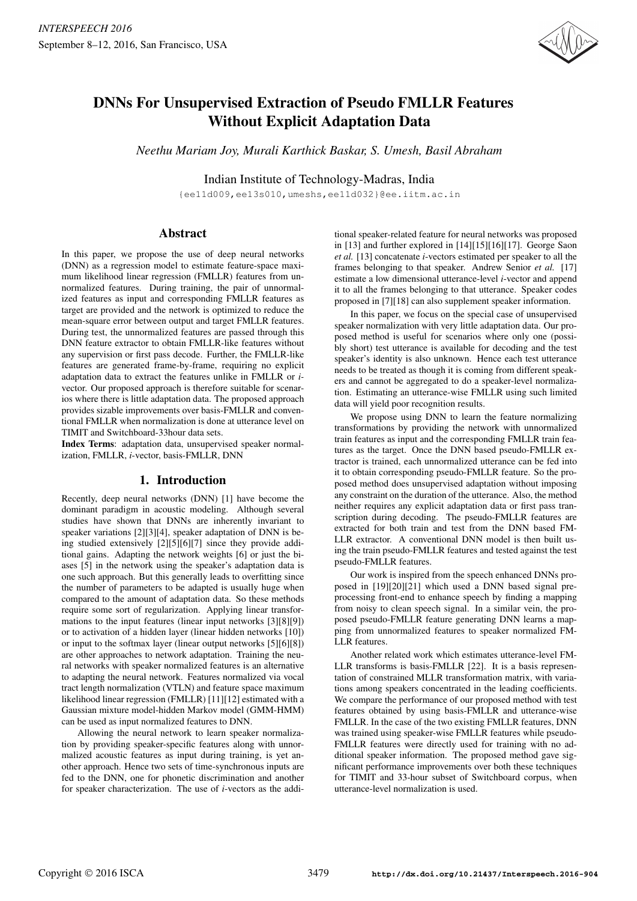# DNNs For Unsupervised Extraction of Pseudo FMLLR Features Without Explicit Adaptation Data

*Neethu Mariam Joy, Murali Karthick Baskar, S. Umesh, Basil Abraham*

Indian Institute of Technology-Madras, India

{ee11d009,ee13s010,umeshs,ee11d032}@ee.iitm.ac.in

## Abstract

In this paper, we propose the use of deep neural networks (DNN) as a regression model to estimate feature-space maximum likelihood linear regression (FMLLR) features from unnormalized features. During training, the pair of unnormalized features as input and corresponding FMLLR features as target are provided and the network is optimized to reduce the mean-square error between output and target FMLLR features. During test, the unnormalized features are passed through this DNN feature extractor to obtain FMLLR-like features without any supervision or first pass decode. Further, the FMLLR-like features are generated frame-by-frame, requiring no explicit adaptation data to extract the features unlike in FMLLR or *i*-vector. Our proposed approach is therefore suitable for scenarios where there is little adaptation data. The proposed approach provides sizable improvements over basis-FMLLR and conventional FMLLR when normalization is done at utterance level on TIMIT and Switchboard-33hour data sets.

**Index Terms**: adaptation data, unsupervised speaker normalization, FMLLR, *i*-vector, basis-FMLLR, DNN

## 1. Introduction

Recently, deep neural networks (DNN) [1] have become the dominant paradigm in acoustic modeling. Although several studies have shown that DNNs are inherently invariant to speaker variations [2][3][4], speaker adaptation of DNN is being studied extensively [2][5][6][7] since they provide additional gains. Adapting the network weights [6] or just the biases [5] in the network using the speaker's adaptation data is one such approach. But this generally leads to overfitting since the number of parameters to be adapted is usually huge when compared to the amount of adaptation data. So these methods require some sort of regularization. Applying linear transformations to the input features (linear input networks [3][8][9]) or to activation of a hidden layer (linear hidden networks [10]) or input to the softmax layer (linear output networks [5][6][8]) are other approaches to network adaptation. Training the neural networks with speaker normalized features is an alternative to adapting the neural network. Features normalized via vocal tract length normalization (VTLN) and feature space maximum likelihood linear regression (FMLLR) [11][12] estimated with a Gaussian mixture model-hidden Markov model (GMM-HMM) can be used as input normalized features to DNN.

Allowing the neural network to learn speaker normalization by providing speaker-specific features along with unnormalized acoustic features as input during training, is yet another approach. Hence two sets of time-synchronous inputs are fed to the DNN, one for phonetic discrimination and another for speaker characterization. The use of *i*-vectors as the additional speaker-related feature for neural networks was proposed in [13] and further explored in [14][15][16][17]. George Saon *et al.* [13] concatenate *i*-vectors estimated per speaker to all the frames belonging to that speaker. Andrew Senior *et al.* [17] estimate a low dimensional utterance-level *i*-vector and append it to all the frames belonging to that utterance. Speaker codes proposed in [7][18] can also supplement speaker information.

In this paper, we focus on the special case of unsupervised speaker normalization with very little adaptation data. Our proposed method is useful for scenarios where only one (possibly short) test utterance is available for decoding and the test speaker's identity is also unknown. Hence each test utterance needs to be treated as though it is coming from different speakers and cannot be aggregated to do a speaker-level normalization. Estimating an utterance-wise FMLLR using such limited data will yield poor recognition results.

We propose using DNN to learn the feature normalizing transformations by providing the network with unnormalized train features as input and the corresponding FMLLR train features as the target. Once the DNN based pseudo-FMLLR extractor is trained, each unnormalized utterance can be fed into it to obtain corresponding pseudo-FMLLR feature. So the proposed method does unsupervised adaptation without imposing any constraint on the duration of the utterance. Also, the method neither requires any explicit adaptation data or first pass transcription during decoding. The pseudo-FMLLR features are extracted for both train and test from the DNN based FMLLR extractor. A conventional DNN model is then built using the train pseudo-FMLLR features and tested against the test pseudo-FMLLR features.

Our work is inspired from the speech enhanced DNNs proposed in [19][20][21] which used a DNN based signal preprocessing front-end to enhance speech by finding a mapping from noisy to clean speech signal. In a similar vein, the proposed pseudo-FMLLR feature generating DNN learns a mapping from unnormalized features to speaker normalized FMLLR features.

Another related work which estimates utterance-level FMLLR transforms is basis-FMLLR [22]. It is a basis representation of constrained MLLR transformation matrix, with variations among speakers concentrated in the leading coefficients. We compare the performance of our proposed method with test features obtained by using basis-FMLLR and utterance-wise FMLLR. In the case of the two existing FMLLR features, DNN was trained using speaker-wise FMLLR features while pseudo-FMLLR features were directly used for training with no additional speaker information. The proposed method gave significant performance improvements over both these techniques for TIMIT and 33-hour subset of Switchboard corpus, when utterance-level normalization is used.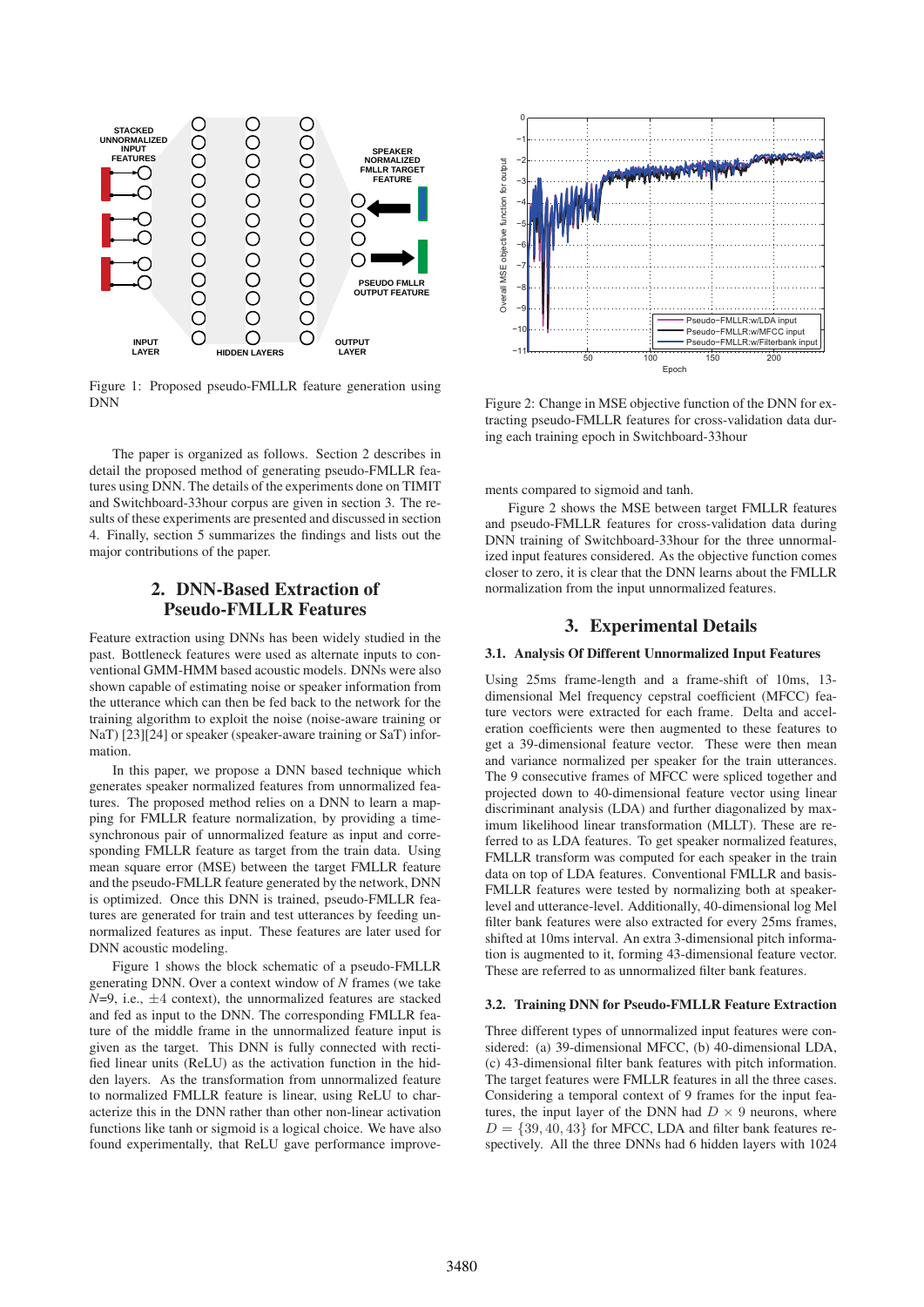Figure 1: Proposed pseudo-FMLLR feature generation using DNN

Figure 2: Change in MSE objective function of the DNN for extracting pseudo-FMLLR features for cross-validation data during each training epoch in Switchboard-33hour

The paper is organized as follows. Section 2 describes in detail the proposed method of generating pseudo-FMLLR features using DNN. The details of the experiments done on TIMIT and Switchboard-33hour corpus are given in section 3. The results of these experiments are presented and discussed in section 4. Finally, section 5 summarizes the findings and lists out the major contributions of the paper.

## 2. DNN-Based Extraction of Pseudo-FMLLR Features

Feature extraction using DNNs has been widely studied in the past. Bottleneck features were used as alternate inputs to conventional GMM-HMM based acoustic models. DNNs were also shown capable of estimating noise or speaker information from the utterance which can then be fed back to the network for the training algorithm to exploit the noise (noise-aware training or NaT) [23][24] or speaker (speaker-aware training or SaT) information.

In this paper, we propose a DNN based technique which generates speaker normalized features from unnormalized features. The proposed method relies on a DNN to learn a mapping for FMLLR feature normalization, by providing a time-synchronous pair of unnormalized feature as input and corresponding FMLLR feature as target from the train data. Using mean square error (MSE) between the target FMLLR feature and the pseudo-FMLLR feature generated by the network, DNN is optimized. Once this DNN is trained, pseudo-FMLLR features are generated for train and test utterances by feeding unnormalized features as input. These features are later used for DNN acoustic modeling.

Figure 1 shows the block schematic of a pseudo-FMLLR generating DNN. Over a context window of $N$ frames (we take $N$=9, i.e., $\pm 4$ context), the unnormalized features are stacked and fed as input to the DNN. The corresponding FMLLR feature of the middle frame in the unnormalized feature input is given as the target. This DNN is fully connected with rectified linear units (ReLU) as the activation function in the hidden layers. As the transformation from unnormalized feature to normalized FMLLR feature is linear, using ReLU to characterize this in the DNN rather than other non-linear activation functions like tanh or sigmoid is a logical choice. We have also found experimentally, that ReLU gave performance improvements compared to sigmoid and tanh.

Figure 2 shows the MSE between target FMLLR features and pseudo-FMLLR features for cross-validation data during DNN training of Switchboard-33hour for the three unnormalized input features considered. As the objective function comes closer to zero, it is clear that the DNN learns about the FMLLR normalization from the input unnormalized features.

## 3. Experimental Details

### 3.1. Analysis Of Different Unnormalized Input Features

Using 25ms frame-length and a frame-shift of 10ms, 13-dimensional Mel frequency cepstral coefficient (MFCC) feature vectors were extracted for each frame. Delta and acceleration coefficients were then augmented to these features to get a 39-dimensional feature vector. These were then mean and variance normalized per speaker for the train utterances. The 9 consecutive frames of MFCC were spliced together and projected down to 40-dimensional feature vector using linear discriminant analysis (LDA) and further diagonalized by maximum likelihood linear transformation (MLLT). These are referred to as LDA features. To get speaker normalized features, FMLLR transform was computed for each speaker in the train data on top of LDA features. Conventional FMLLR and basis-FMLLR features were tested by normalizing both at speaker-level and utterance-level. Additionally, 40-dimensional log Mel filter bank features were also extracted for every 25ms frames, shifted at 10ms interval. An extra 3-dimensional pitch information is augmented to it, forming 43-dimensional feature vector. These are referred to as unnormalized filter bank features.

### 3.2. Training DNN for Pseudo-FMLLR Feature Extraction

Three different types of unnormalized input features were considered: (a) 39-dimensional MFCC, (b) 40-dimensional LDA, (c) 43-dimensional filter bank features with pitch information. The target features were FMLLR features in all the three cases. Considering a temporal context of 9 frames for the input features, the input layer of the DNN had $D \times 9$ neurons, where $D = \{39, 40, 43\}$ for MFCC, LDA and filter bank features respectively. All the three DNNs had 6 hidden layers with 1024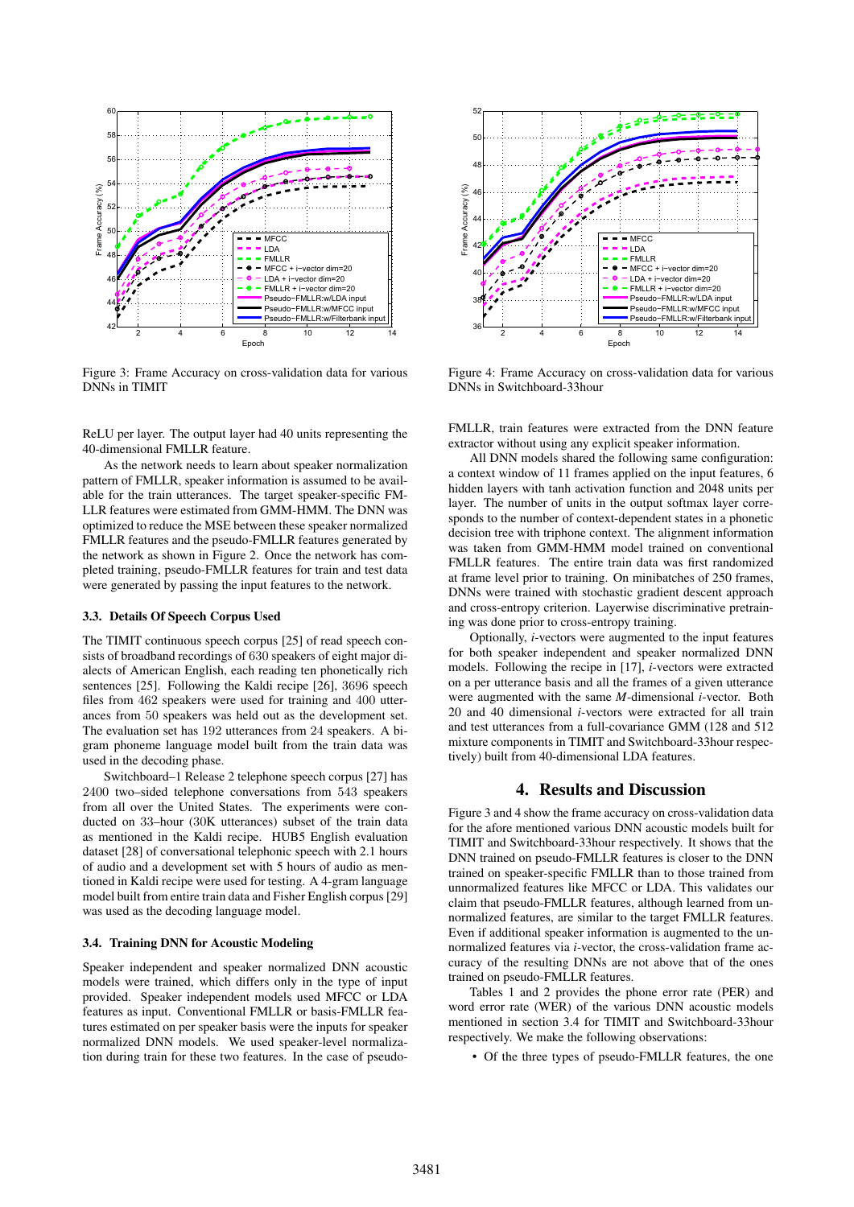Figure 3: Frame Accuracy on cross-validation data for various DNNs in TIMIT

Figure 4: Frame Accuracy on cross-validation data for various DNNs in Switchboard-33hour

ReLU per layer. The output layer had 40 units representing the 40-dimensional FMLLR feature.

As the network needs to learn about speaker normalization pattern of FMLLR, speaker information is assumed to be available for the train utterances. The target speaker-specific FMLLR features were estimated from GMM-HMM. The DNN was optimized to reduce the MSE between these speaker normalized FMLLR features and the pseudo-FMLLR features generated by the network as shown in Figure 2. Once the network has completed training, pseudo-FMLLR features for train and test data were generated by passing the input features to the network.

### 3.3. Details Of Speech Corpus Used

The TIMIT continuous speech corpus [25] of read speech consists of broadband recordings of 630 speakers of eight major dialects of American English, each reading ten phonetically rich sentences [25]. Following the Kaldi recipe [26], 3696 speech files from 462 speakers were used for training and 400 utterances from 50 speakers was held out as the development set. The evaluation set has 192 utterances from 24 speakers. A bigram phoneme language model built from the train data was used in the decoding phase.

Switchboard–1 Release 2 telephone speech corpus [27] has 2400 two–sided telephone conversations from 543 speakers from all over the United States. The experiments were conducted on 33–hour (30K utterances) subset of the train data as mentioned in the Kaldi recipe. HUB5 English evaluation dataset [28] of conversational telephonic speech with 2.1 hours of audio and a development set with 5 hours of audio as mentioned in Kaldi recipe were used for testing. A 4-gram language model built from entire train data and Fisher English corpus [29] was used as the decoding language model.

### 3.4. Training DNN for Acoustic Modeling

Speaker independent and speaker normalized DNN acoustic models were trained, which differs only in the type of input provided. Speaker independent models used MFCC or LDA features as input. Conventional FMLLR or basis-FMLLR features estimated on per speaker basis were the inputs for speaker normalized DNN models. We used speaker-level normalization during train for these two features. In the case of pseudo-FMLLR, train features were extracted from the DNN feature extractor without using any explicit speaker information.

All DNN models shared the following same configuration: a context window of 11 frames applied on the input features, 6 hidden layers with tanh activation function and 2048 units per layer. The number of units in the output softmax layer corresponds to the number of context-dependent states in a phonetic decision tree with triphone context. The alignment information was taken from GMM-HMM model trained on conventional FMLLR features. The entire train data was first randomized at frame level prior to training. On minibatches of 250 frames, DNNs were trained with stochastic gradient descent approach and cross-entropy criterion. Layerwise discriminative pretraining was done prior to cross-entropy training.

Optionally, *i*-vectors were augmented to the input features for both speaker independent and speaker normalized DNN models. Following the recipe in [17], *i*-vectors were extracted on a per utterance basis and all the frames of a given utterance were augmented with the same $M$-dimensional *i*-vector. Both 20 and 40 dimensional *i*-vectors were extracted for all train and test utterances from a full-covariance GMM (128 and 512 mixture components in TIMIT and Switchboard-33hour respectively) built from 40-dimensional LDA features.

## 4. Results and Discussion

Figure 3 and 4 show the frame accuracy on cross-validation data for the afore mentioned various DNN acoustic models built for TIMIT and Switchboard-33hour respectively. It shows that the DNN trained on pseudo-FMLLR features is closer to the DNN trained on speaker-specific FMLLR than to those trained from unnormalized features like MFCC or LDA. This validates our claim that pseudo-FMLLR features, although learned from unnormalized features, are similar to the target FMLLR features. Even if additional speaker information is augmented to the unnormalized features via *i*-vector, the cross-validation frame accuracy of the resulting DNNs are not above that of the ones trained on pseudo-FMLLR features.

Tables 1 and 2 provides the phone error rate (PER) and word error rate (WER) of the various DNN acoustic models mentioned in section 3.4 for TIMIT and Switchboard-33hour respectively. We make the following observations:

- Of the three types of pseudo-FMLLR features, the one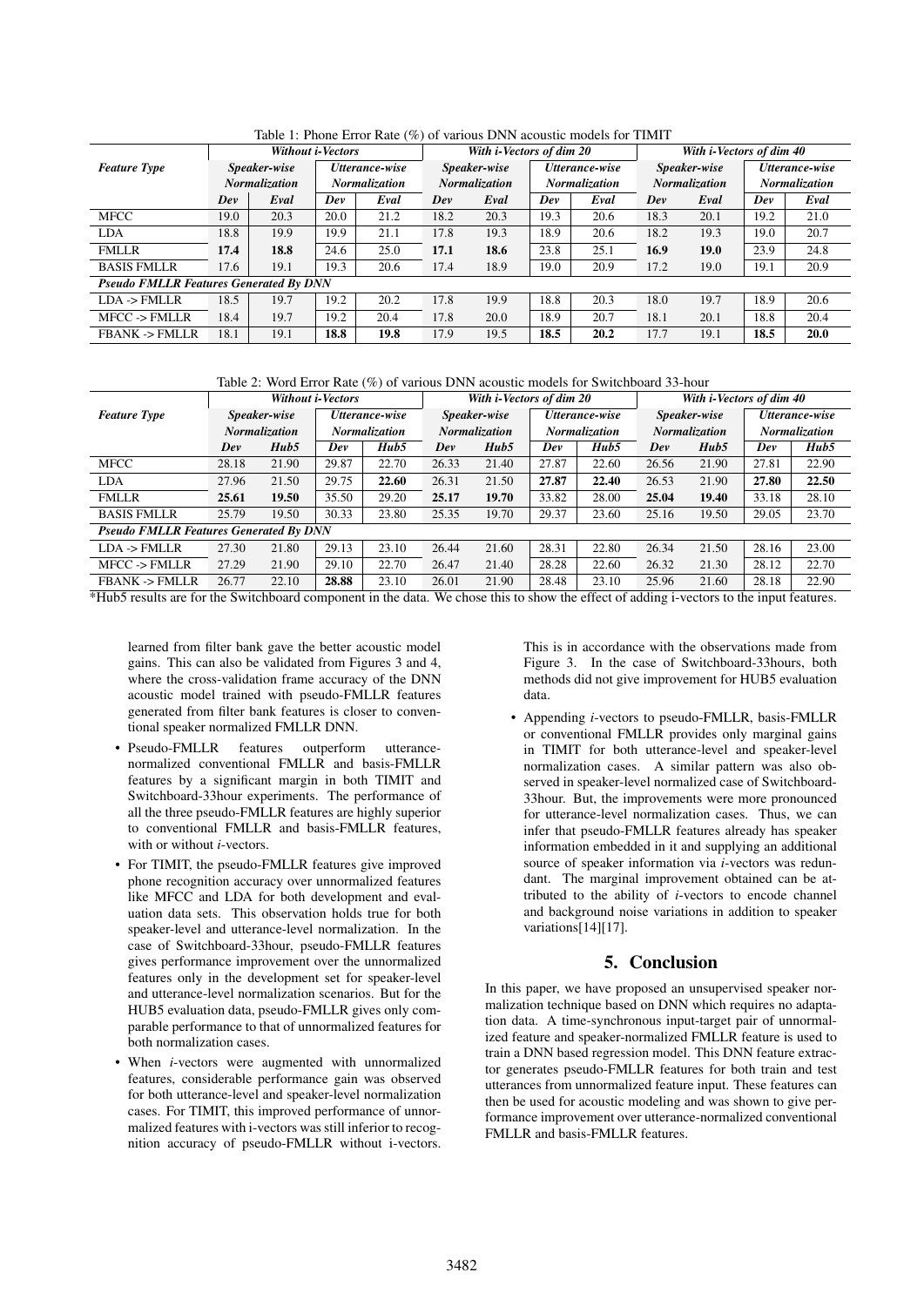Table 1: Phone Error Rate (%) of various DNN acoustic models for TIMIT

| *Feature Type* | *Without i-Vectors* | | | | *With i-Vectors of dim 20* | | | | *With i-Vectors of dim 40* | | | |
|---|---|---|---|---|---|---|---|---|---|---|---|---|
| | *Speaker-wise Normalization* | | *Utterance-wise Normalization* | | *Speaker-wise Normalization* | | *Utterance-wise Normalization* | | *Speaker-wise Normalization* | | *Utterance-wise Normalization* | |
| | *Dev* | *Eval* | *Dev* | *Eval* | *Dev* | *Eval* | *Dev* | *Eval* | *Dev* | *Eval* | *Dev* | *Eval* |
| MFCC | 19.0 | 20.3 | 20.0 | 21.2 | 18.2 | 20.3 | 19.3 | 20.6 | 18.3 | 20.1 | 19.2 | 21.0 |
| LDA | 18.8 | 19.9 | 19.9 | 21.1 | 17.8 | 19.3 | 18.9 | 20.6 | 18.2 | 19.3 | 19.0 | 20.7 |
| FMLLR | **17.4** | **18.8** | 24.6 | 25.0 | **17.1** | **18.6** | 23.8 | 25.1 | **16.9** | **19.0** | 23.9 | 24.8 |
| BASIS FMLLR | 17.6 | 19.1 | 19.3 | 20.6 | 17.4 | 18.9 | 19.0 | 20.9 | 17.2 | 19.0 | 19.1 | 20.9 |
| ***Pseudo FMLLR Features Generated By DNN*** | | | | | | | | | | | | |
| LDA -> FMLLR | 18.5 | 19.7 | 19.2 | 20.2 | 17.8 | 19.9 | 18.8 | 20.3 | 18.0 | 19.7 | 18.9 | 20.6 |
| MFCC -> FMLLR | 18.4 | 19.7 | 19.2 | 20.4 | 17.8 | 20.0 | 18.9 | 20.7 | 18.1 | 20.1 | 18.8 | 20.4 |
| FBANK -> FMLLR | 18.1 | 19.1 | **18.8** | **19.8** | 17.9 | 19.5 | **18.5** | **20.2** | 17.7 | 19.1 | **18.5** | **20.0** |

Table 2: Word Error Rate (%) of various DNN acoustic models for Switchboard 33-hour

| *Feature Type* | *Without i-Vectors* | | | | *With i-Vectors of dim 20* | | | | *With i-Vectors of dim 40* | | | |
|---|---|---|---|---|---|---|---|---|---|---|---|---|
| | *Speaker-wise Normalization* | | *Utterance-wise Normalization* | | *Speaker-wise Normalization* | | *Utterance-wise Normalization* | | *Speaker-wise Normalization* | | *Utterance-wise Normalization* | |
| | *Dev* | *Hub5* | *Dev* | *Hub5* | *Dev* | *Hub5* | *Dev* | *Hub5* | *Dev* | *Hub5* | *Dev* | *Hub5* |
| MFCC | 28.18 | 21.90 | 29.87 | 22.70 | 26.33 | 21.40 | 27.87 | 22.60 | 26.56 | 21.90 | 27.81 | 22.90 |
| LDA | 27.96 | 21.50 | 29.75 | **22.60** | 26.31 | 21.50 | **27.87** | **22.40** | 26.53 | 21.90 | **27.80** | **22.50** |
| FMLLR | **25.61** | **19.50** | 35.50 | 29.20 | **25.17** | **19.70** | 33.82 | 28.00 | **25.04** | **19.40** | 33.18 | 28.10 |
| BASIS FMLLR | 25.79 | 19.50 | 30.33 | 23.80 | 25.35 | 19.70 | 29.37 | 23.60 | 25.16 | 19.50 | 29.05 | 23.70 |
| ***Pseudo FMLLR Features Generated By DNN*** | | | | | | | | | | | | |
| LDA -> FMLLR | 27.30 | 21.80 | 29.13 | 23.10 | 26.44 | 21.60 | 28.31 | 22.80 | 26.34 | 21.50 | 28.16 | 23.00 |
| MFCC -> FMLLR | 27.29 | 21.90 | 29.10 | 22.70 | 26.47 | 21.40 | 28.28 | 22.60 | 26.32 | 21.30 | 28.12 | 22.70 |
| FBANK -> FMLLR | 26.77 | 22.10 | **28.88** | 23.10 | 26.01 | 21.90 | 28.48 | 23.10 | 25.96 | 21.60 | 28.18 | 22.90 |

*Hub5 results are for the Switchboard component in the data. We chose this to show the effect of adding i-vectors to the input features.

learned from filter bank gave the better acoustic model gains. This can also be validated from Figures 3 and 4, where the cross-validation frame accuracy of the DNN acoustic model trained with pseudo-FMLLR features generated from filter bank features is closer to conventional speaker normalized FMLLR DNN.

- Pseudo-FMLLR features outperform utterance-normalized conventional FMLLR and basis-FMLLR features by a significant margin in both TIMIT and Switchboard-33hour experiments. The performance of all the three pseudo-FMLLR features are highly superior to conventional FMLLR and basis-FMLLR features, with or without *i*-vectors.
- For TIMIT, the pseudo-FMLLR features give improved phone recognition accuracy over unnormalized features like MFCC and LDA for both development and evaluation data sets. This observation holds true for both speaker-level and utterance-level normalization. In the case of Switchboard-33hour, pseudo-FMLLR features gives performance improvement over the unnormalized features only in the development set for speaker-level and utterance-level normalization scenarios. But for the HUB5 evaluation data, pseudo-FMLLR gives only comparable performance to that of unnormalized features for both normalization cases.
- When *i*-vectors were augmented with unnormalized features, considerable performance gain was observed for both utterance-level and speaker-level normalization cases. For TIMIT, this improved performance of unnormalized features with i-vectors was still inferior to recognition accuracy of pseudo-FMLLR without i-vectors. This is in accordance with the observations made from Figure 3. In the case of Switchboard-33hours, both methods did not give improvement for HUB5 evaluation data.
- Appending *i*-vectors to pseudo-FMLLR, basis-FMLLR or conventional FMLLR provides only marginal gains in TIMIT for both utterance-level and speaker-level normalization cases. A similar pattern was also observed in speaker-level normalized case of Switchboard-33hour. But, the improvements were more pronounced for utterance-level normalization cases. Thus, we can infer that pseudo-FMLLR features already has speaker information embedded in it and supplying an additional source of speaker information via *i*-vectors was redundant. The marginal improvement obtained can be attributed to the ability of *i*-vectors to encode channel and background noise variations in addition to speaker variations[14][17].

## 5. Conclusion

In this paper, we have proposed an unsupervised speaker normalization technique based on DNN which requires no adaptation data. A time-synchronous input-target pair of unnormalized feature and speaker-normalized FMLLR feature is used to train a DNN based regression model. This DNN feature extractor generates pseudo-FMLLR features for both train and test utterances from unnormalized feature input. These features can then be used for acoustic modeling and was shown to give performance improvement over utterance-normalized conventional FMLLR and basis-FMLLR features.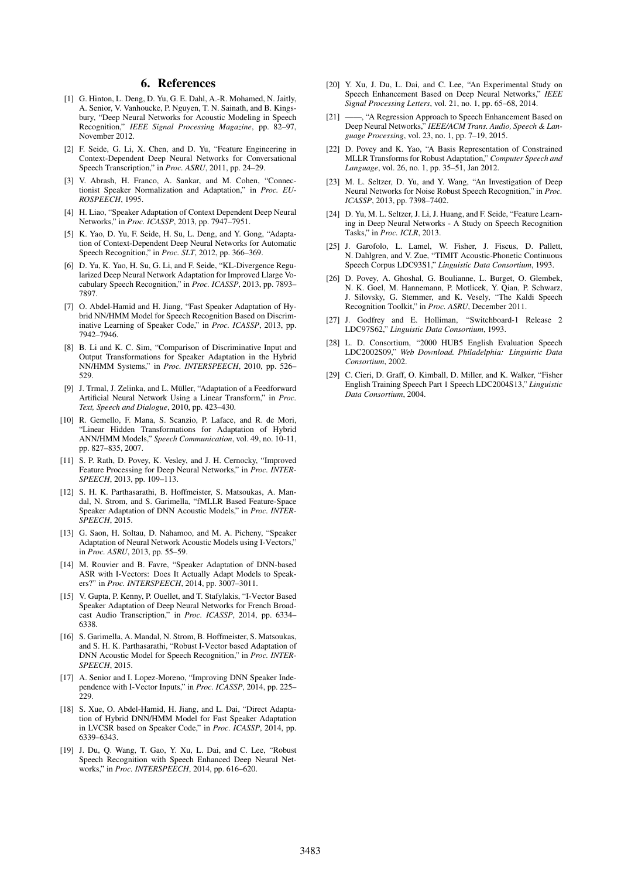## 6. References

[1] G. Hinton, L. Deng, D. Yu, G. E. Dahl, A.-R. Mohamed, N. Jaitly, A. Senior, V. Vanhoucke, P. Nguyen, T. N. Sainath, and B. Kingsbury, "Deep Neural Networks for Acoustic Modeling in Speech Recognition," *IEEE Signal Processing Magazine*, pp. 82–97, November 2012.

[2] F. Seide, G. Li, X. Chen, and D. Yu, "Feature Engineering in Context-Dependent Deep Neural Networks for Conversational Speech Transcription," in *Proc. ASRU*, 2011, pp. 24–29.

[3] V. Abrash, H. Franco, A. Sankar, and M. Cohen, "Connectionist Speaker Normalization and Adaptation," in *Proc. EUROSPEECH*, 1995.

[4] H. Liao, "Speaker Adaptation of Context Dependent Deep Neural Networks," in *Proc. ICASSP*, 2013, pp. 7947–7951.

[5] K. Yao, D. Yu, F. Seide, H. Su, L. Deng, and Y. Gong, "Adaptation of Context-Dependent Deep Neural Networks for Automatic Speech Recognition," in *Proc. SLT*, 2012, pp. 366–369.

[6] D. Yu, K. Yao, H. Su, G. Li, and F. Seide, "KL-Divergence Regularized Deep Neural Network Adaptation for Improved Llarge Vocabulary Speech Recognition," in *Proc. ICASSP*, 2013, pp. 7893–7897.

[7] O. Abdel-Hamid and H. Jiang, "Fast Speaker Adaptation of Hybrid NN/HMM Model for Speech Recognition Based on Discriminative Learning of Speaker Code," in *Proc. ICASSP*, 2013, pp. 7942–7946.

[8] B. Li and K. C. Sim, "Comparison of Discriminative Input and Output Transformations for Speaker Adaptation in the Hybrid NN/HMM Systems," in *Proc. INTERSPEECH*, 2010, pp. 526–529.

[9] J. Trmal, J. Zelinka, and L. Müller, "Adaptation of a Feedforward Artificial Neural Network Using a Linear Transform," in *Proc. Text, Speech and Dialogue*, 2010, pp. 423–430.

[10] R. Gemello, F. Mana, S. Scanzio, P. Laface, and R. de Mori, "Linear Hidden Transformations for Adaptation of Hybrid ANN/HMM Models," *Speech Communication*, vol. 49, no. 10-11, pp. 827–835, 2007.

[11] S. P. Rath, D. Povey, K. Vesley, and J. H. Cernocky, "Improved Feature Processing for Deep Neural Networks," in *Proc. INTERSPEECH*, 2013, pp. 109–113.

[12] S. H. K. Parthasarathi, B. Hoffmeister, S. Matsoukas, A. Mandal, N. Strom, and S. Garimella, "fMLLR Based Feature-Space Speaker Adaptation of DNN Acoustic Models," in *Proc. INTERSPEECH*, 2015.

[13] G. Saon, H. Soltau, D. Nahamoo, and M. A. Picheny, "Speaker Adaptation of Neural Network Acoustic Models using I-Vectors," in *Proc. ASRU*, 2013, pp. 55–59.

[14] M. Rouvier and B. Favre, "Speaker Adaptation of DNN-based ASR with I-Vectors: Does It Actually Adapt Models to Speakers?" in *Proc. INTERSPEECH*, 2014, pp. 3007–3011.

[15] V. Gupta, P. Kenny, P. Ouellet, and T. Stafylakis, "I-Vector Based Speaker Adaptation of Deep Neural Networks for French Broadcast Audio Transcription," in *Proc. ICASSP*, 2014, pp. 6334–6338.

[16] S. Garimella, A. Mandal, N. Strom, B. Hoffmeister, S. Matsoukas, and S. H. K. Parthasarathi, "Robust I-Vector based Adaptation of DNN Acoustic Model for Speech Recognition," in *Proc. INTERSPEECH*, 2015.

[17] A. Senior and I. Lopez-Moreno, "Improving DNN Speaker Independence with I-Vector Inputs," in *Proc. ICASSP*, 2014, pp. 225–229.

[18] S. Xue, O. Abdel-Hamid, H. Jiang, and L. Dai, "Direct Adaptation of Hybrid DNN/HMM Model for Fast Speaker Adaptation in LVCSR based on Speaker Code," in *Proc. ICASSP*, 2014, pp. 6339–6343.

[19] J. Du, Q. Wang, T. Gao, Y. Xu, L. Dai, and C. Lee, "Robust Speech Recognition with Speech Enhanced Deep Neural Networks," in *Proc. INTERSPEECH*, 2014, pp. 616–620.

[20] Y. Xu, J. Du, L. Dai, and C. Lee, "An Experimental Study on Speech Enhancement Based on Deep Neural Networks," *IEEE Signal Processing Letters*, vol. 21, no. 1, pp. 65–68, 2014.

[21] ——, "A Regression Approach to Speech Enhancement Based on Deep Neural Networks," *IEEE/ACM Trans. Audio, Speech & Language Processing*, vol. 23, no. 1, pp. 7–19, 2015.

[22] D. Povey and K. Yao, "A Basis Representation of Constrained MLLR Transforms for Robust Adaptation," *Computer Speech and Language*, vol. 26, no. 1, pp. 35–51, Jan 2012.

[23] M. L. Seltzer, D. Yu, and Y. Wang, "An Investigation of Deep Neural Networks for Noise Robust Speech Recognition," in *Proc. ICASSP*, 2013, pp. 7398–7402.

[24] D. Yu, M. L. Seltzer, J. Li, J. Huang, and F. Seide, "Feature Learning in Deep Neural Networks - A Study on Speech Recognition Tasks," in *Proc. ICLR*, 2013.

[25] J. Garofolo, L. Lamel, W. Fisher, J. Fiscus, D. Pallett, N. Dahlgren, and V. Zue, "TIMIT Acoustic-Phonetic Continuous Speech Corpus LDC93S1," *Linguistic Data Consortium*, 1993.

[26] D. Povey, A. Ghoshal, G. Boulianne, L. Burget, O. Glembek, N. K. Goel, M. Hannemann, P. Motlicek, Y. Qian, P. Schwarz, J. Silovsky, G. Stemmer, and K. Vesely, "The Kaldi Speech Recognition Toolkit," in *Proc. ASRU*, December 2011.

[27] J. Godfrey and E. Holliman, "Switchboard-1 Release 2 LDC97S62," *Linguistic Data Consortium*, 1993.

[28] L. D. Consortium, "2000 HUB5 English Evaluation Speech LDC2002S09," *Web Download. Philadelphia: Linguistic Data Consortium*, 2002.

[29] C. Cieri, D. Graff, O. Kimball, D. Miller, and K. Walker, "Fisher English Training Speech Part 1 Speech LDC2004S13," *Linguistic Data Consortium*, 2004.